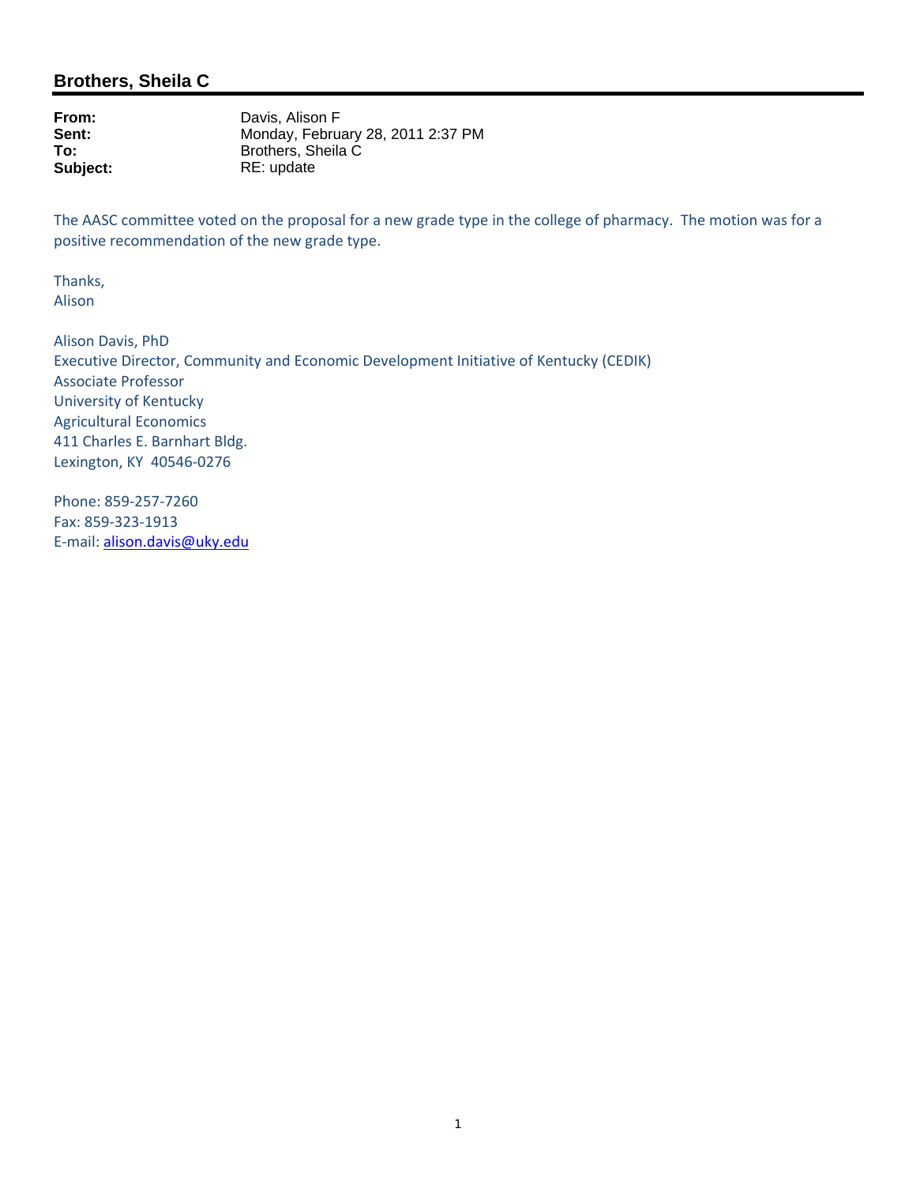## Brothers, Sheila C

**From:** Davis, Alison F
**Sent:** Monday, February 28, 2011 2:37 PM
**To:** Brothers, Sheila C
**Subject:** RE: update

The AASC committee voted on the proposal for a new grade type in the college of pharmacy. The motion was for a positive recommendation of the new grade type.

Thanks,
Alison

Alison Davis, PhD
Executive Director, Community and Economic Development Initiative of Kentucky (CEDIK)
Associate Professor
University of Kentucky
Agricultural Economics
411 Charles E. Barnhart Bldg.
Lexington, KY 40546-0276

Phone: 859-257-7260
Fax: 859-323-1913
E-mail: alison.davis@uky.edu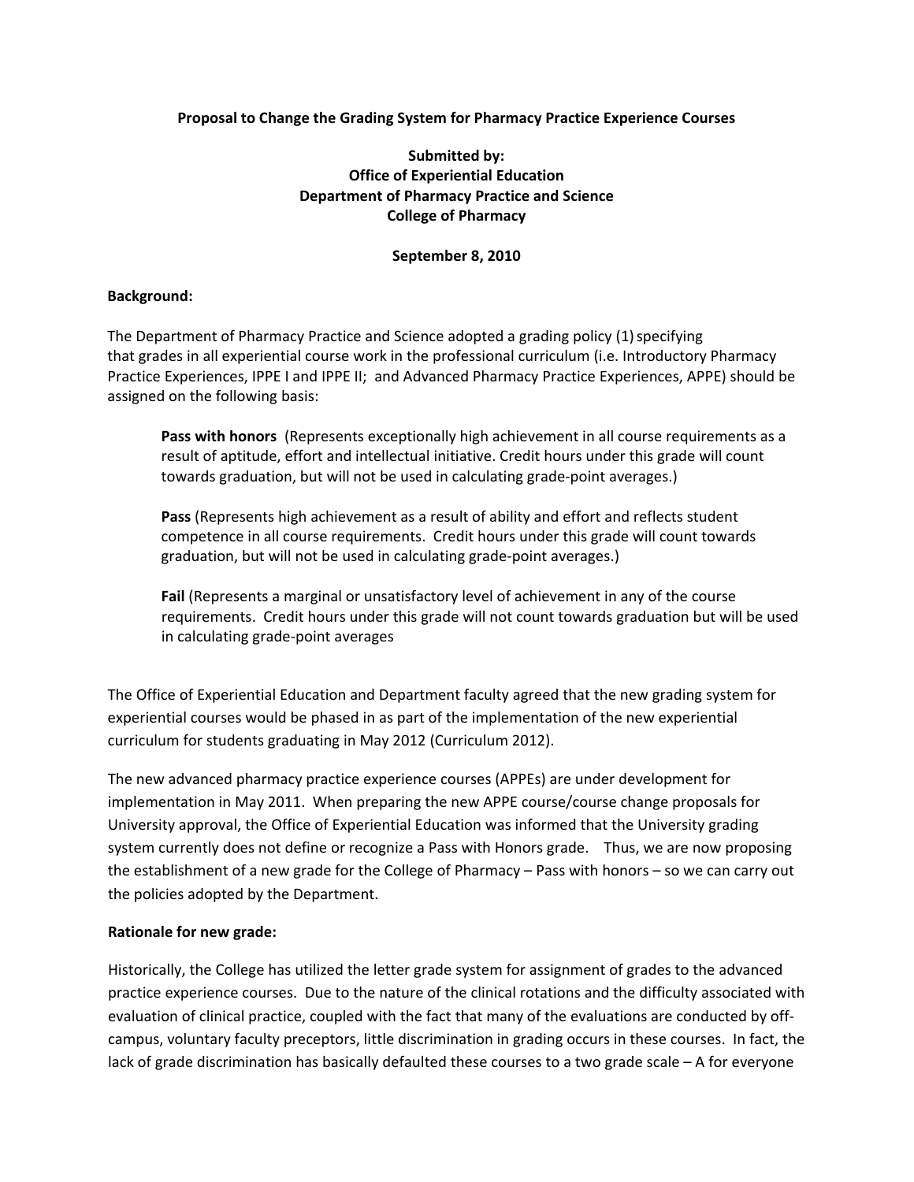**Proposal to Change the Grading System for Pharmacy Practice Experience Courses**

**Submitted by:**
**Office of Experiential Education**
**Department of Pharmacy Practice and Science**
**College of Pharmacy**

**September 8, 2010**

**Background:**

The Department of Pharmacy Practice and Science adopted a grading policy (1) specifying that grades in all experiential course work in the professional curriculum (i.e. Introductory Pharmacy Practice Experiences, IPPE I and IPPE II; and Advanced Pharmacy Practice Experiences, APPE) should be assigned on the following basis:

> **Pass with honors** (Represents exceptionally high achievement in all course requirements as a result of aptitude, effort and intellectual initiative. Credit hours under this grade will count towards graduation, but will not be used in calculating grade-point averages.)
>
> **Pass** (Represents high achievement as a result of ability and effort and reflects student competence in all course requirements. Credit hours under this grade will count towards graduation, but will not be used in calculating grade-point averages.)
>
> **Fail** (Represents a marginal or unsatisfactory level of achievement in any of the course requirements. Credit hours under this grade will not count towards graduation but will be used in calculating grade-point averages

The Office of Experiential Education and Department faculty agreed that the new grading system for experiential courses would be phased in as part of the implementation of the new experiential curriculum for students graduating in May 2012 (Curriculum 2012).

The new advanced pharmacy practice experience courses (APPEs) are under development for implementation in May 2011. When preparing the new APPE course/course change proposals for University approval, the Office of Experiential Education was informed that the University grading system currently does not define or recognize a Pass with Honors grade. Thus, we are now proposing the establishment of a new grade for the College of Pharmacy – Pass with honors – so we can carry out the policies adopted by the Department.

**Rationale for new grade:**

Historically, the College has utilized the letter grade system for assignment of grades to the advanced practice experience courses. Due to the nature of the clinical rotations and the difficulty associated with evaluation of clinical practice, coupled with the fact that many of the evaluations are conducted by off-campus, voluntary faculty preceptors, little discrimination in grading occurs in these courses. In fact, the lack of grade discrimination has basically defaulted these courses to a two grade scale – A for everyone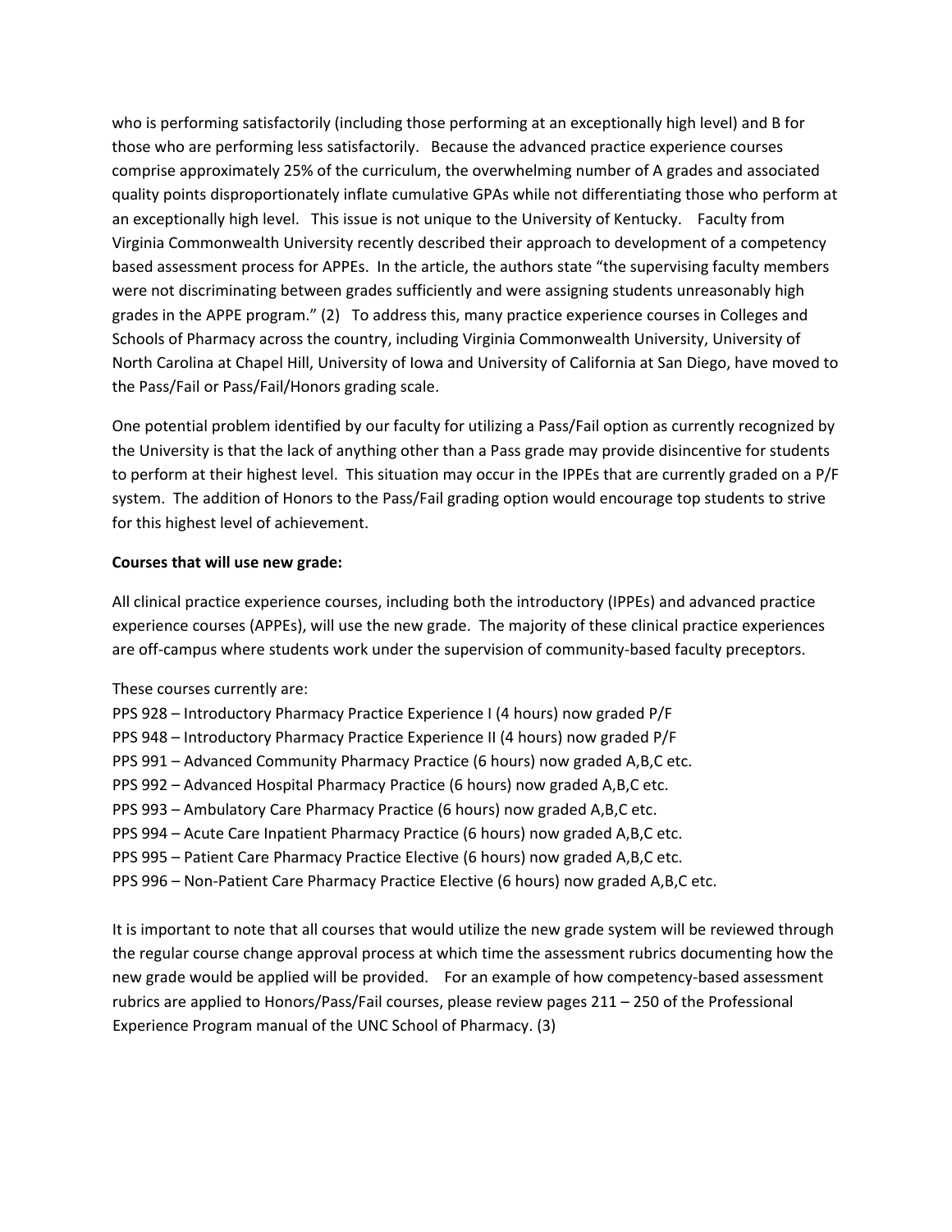who is performing satisfactorily (including those performing at an exceptionally high level) and B for those who are performing less satisfactorily. Because the advanced practice experience courses comprise approximately 25% of the curriculum, the overwhelming number of A grades and associated quality points disproportionately inflate cumulative GPAs while not differentiating those who perform at an exceptionally high level. This issue is not unique to the University of Kentucky. Faculty from Virginia Commonwealth University recently described their approach to development of a competency based assessment process for APPEs. In the article, the authors state "the supervising faculty members were not discriminating between grades sufficiently and were assigning students unreasonably high grades in the APPE program." (2) To address this, many practice experience courses in Colleges and Schools of Pharmacy across the country, including Virginia Commonwealth University, University of North Carolina at Chapel Hill, University of Iowa and University of California at San Diego, have moved to the Pass/Fail or Pass/Fail/Honors grading scale.

One potential problem identified by our faculty for utilizing a Pass/Fail option as currently recognized by the University is that the lack of anything other than a Pass grade may provide disincentive for students to perform at their highest level. This situation may occur in the IPPEs that are currently graded on a P/F system. The addition of Honors to the Pass/Fail grading option would encourage top students to strive for this highest level of achievement.

**Courses that will use new grade:**

All clinical practice experience courses, including both the introductory (IPPEs) and advanced practice experience courses (APPEs), will use the new grade. The majority of these clinical practice experiences are off-campus where students work under the supervision of community-based faculty preceptors.

These courses currently are:

PPS 928 – Introductory Pharmacy Practice Experience I (4 hours) now graded P/F  
PPS 948 – Introductory Pharmacy Practice Experience II (4 hours) now graded P/F  
PPS 991 – Advanced Community Pharmacy Practice (6 hours) now graded A,B,C etc.  
PPS 992 – Advanced Hospital Pharmacy Practice (6 hours) now graded A,B,C etc.  
PPS 993 – Ambulatory Care Pharmacy Practice (6 hours) now graded A,B,C etc.  
PPS 994 – Acute Care Inpatient Pharmacy Practice (6 hours) now graded A,B,C etc.  
PPS 995 – Patient Care Pharmacy Practice Elective (6 hours) now graded A,B,C etc.  
PPS 996 – Non-Patient Care Pharmacy Practice Elective (6 hours) now graded A,B,C etc.

It is important to note that all courses that would utilize the new grade system will be reviewed through the regular course change approval process at which time the assessment rubrics documenting how the new grade would be applied will be provided. For an example of how competency-based assessment rubrics are applied to Honors/Pass/Fail courses, please review pages 211 – 250 of the Professional Experience Program manual of the UNC School of Pharmacy. (3)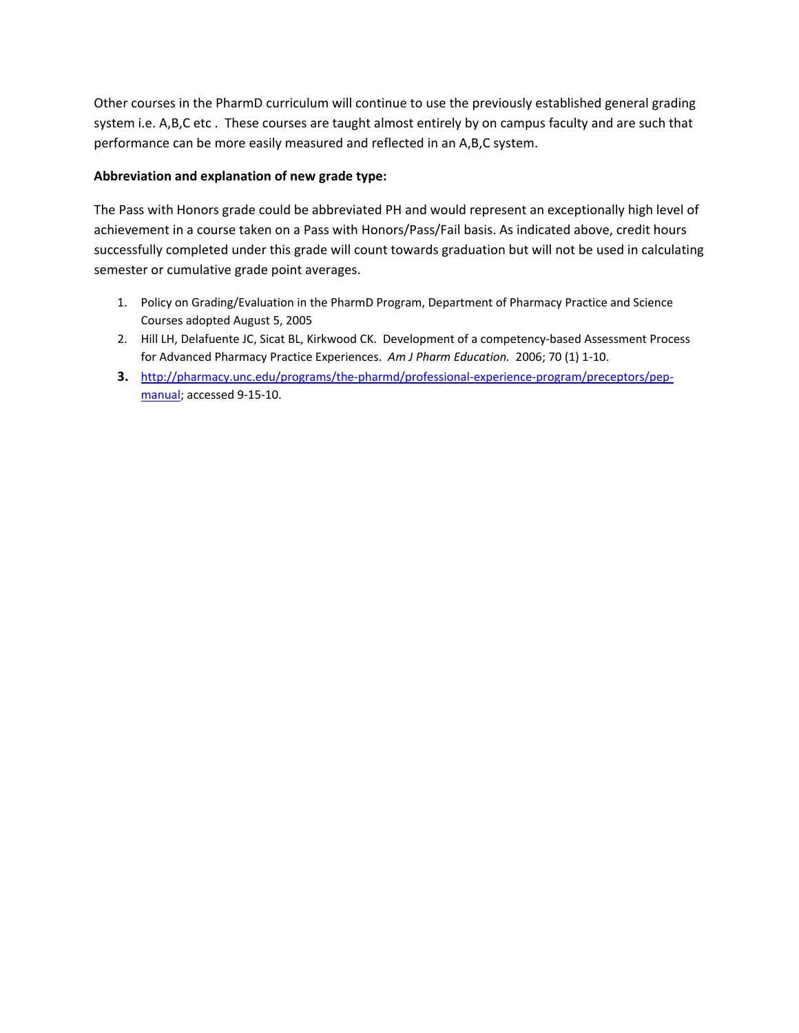Other courses in the PharmD curriculum will continue to use the previously established general grading system i.e. A,B,C etc . These courses are taught almost entirely by on campus faculty and are such that performance can be more easily measured and reflected in an A,B,C system.

**Abbreviation and explanation of new grade type:**

The Pass with Honors grade could be abbreviated PH and would represent an exceptionally high level of achievement in a course taken on a Pass with Honors/Pass/Fail basis. As indicated above, credit hours successfully completed under this grade will count towards graduation but will not be used in calculating semester or cumulative grade point averages.

1. Policy on Grading/Evaluation in the PharmD Program, Department of Pharmacy Practice and Science Courses adopted August 5, 2005
2. Hill LH, Delafuente JC, Sicat BL, Kirkwood CK. Development of a competency-based Assessment Process for Advanced Pharmacy Practice Experiences. *Am J Pharm Education.* 2006; 70 (1) 1-10.
3. http://pharmacy.unc.edu/programs/the-pharmd/professional-experience-program/preceptors/pep-manual; accessed 9-15-10.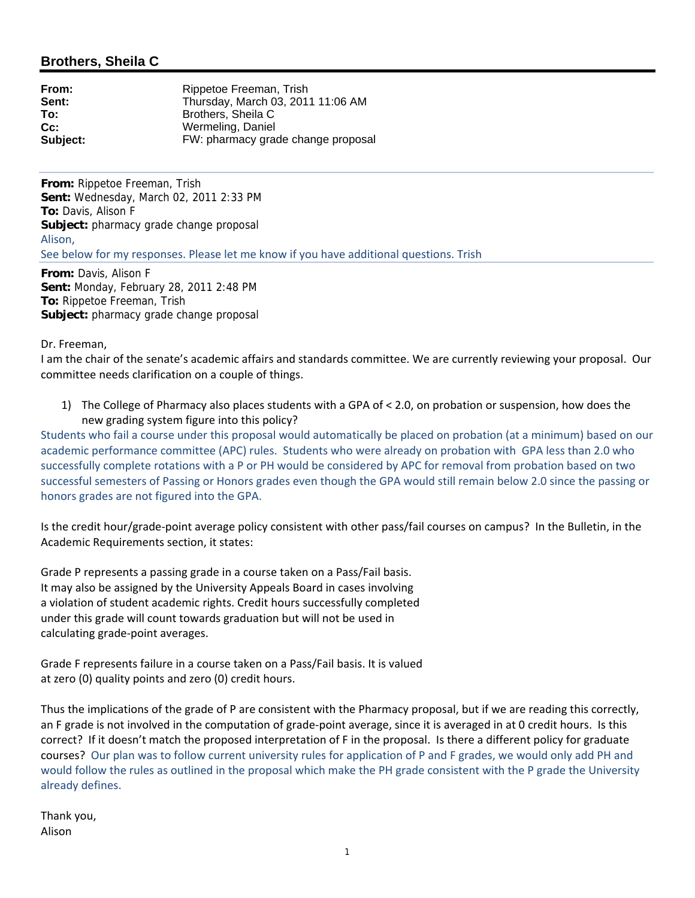## Brothers, Sheila C

**From:** Rippetoe Freeman, Trish
**Sent:** Thursday, March 03, 2011 11:06 AM
**To:** Brothers, Sheila C
**Cc:** Wermeling, Daniel
**Subject:** FW: pharmacy grade change proposal

---

**From:** Rippetoe Freeman, Trish
**Sent:** Wednesday, March 02, 2011 2:33 PM
**To:** Davis, Alison F
**Subject:** pharmacy grade change proposal

Alison,

See below for my responses. Please let me know if you have additional questions. Trish

---

**From:** Davis, Alison F
**Sent:** Monday, February 28, 2011 2:48 PM
**To:** Rippetoe Freeman, Trish
**Subject:** pharmacy grade change proposal

Dr. Freeman,

I am the chair of the senate's academic affairs and standards committee. We are currently reviewing your proposal. Our committee needs clarification on a couple of things.

1) The College of Pharmacy also places students with a GPA of < 2.0, on probation or suspension, how does the new grading system figure into this policy?

Students who fail a course under this proposal would automatically be placed on probation (at a minimum) based on our academic performance committee (APC) rules. Students who were already on probation with GPA less than 2.0 who successfully complete rotations with a P or PH would be considered by APC for removal from probation based on two successful semesters of Passing or Honors grades even though the GPA would still remain below 2.0 since the passing or honors grades are not figured into the GPA.

Is the credit hour/grade-point average policy consistent with other pass/fail courses on campus? In the Bulletin, in the Academic Requirements section, it states:

Grade P represents a passing grade in a course taken on a Pass/Fail basis. It may also be assigned by the University Appeals Board in cases involving a violation of student academic rights. Credit hours successfully completed under this grade will count towards graduation but will not be used in calculating grade-point averages.

Grade F represents failure in a course taken on a Pass/Fail basis. It is valued at zero (0) quality points and zero (0) credit hours.

Thus the implications of the grade of P are consistent with the Pharmacy proposal, but if we are reading this correctly, an F grade is not involved in the computation of grade-point average, since it is averaged in at 0 credit hours. Is this correct? If it doesn't match the proposed interpretation of F in the proposal. Is there a different policy for graduate courses? Our plan was to follow current university rules for application of P and F grades, we would only add PH and would follow the rules as outlined in the proposal which make the PH grade consistent with the P grade the University already defines.

Thank you,
Alison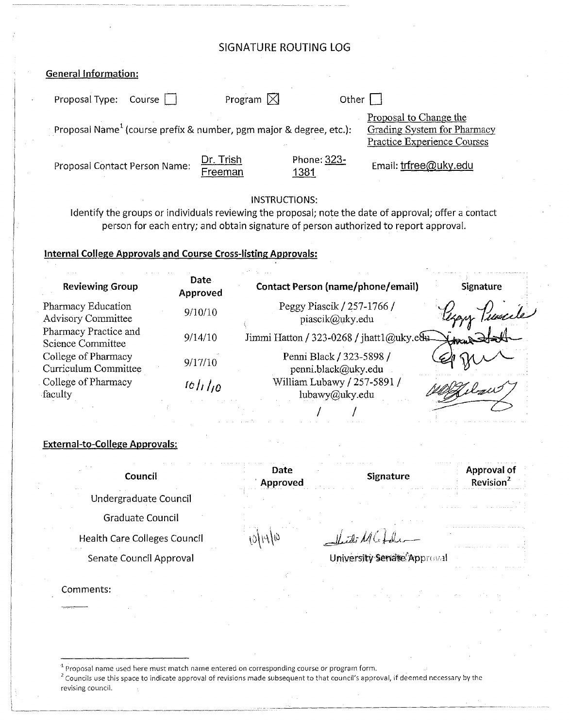# SIGNATURE ROUTING LOG

**General Information:**

Proposal Type: Course ☐ Program ☒ Other ☐

Proposal Name[1] (course prefix & number, pgm major & degree, etc.): Proposal to Change the Grading System for Pharmacy Practice Experience Courses

Proposal Contact Person Name: Dr. Trish Freeman Phone: 323-1381 Email: trfree@uky.edu

INSTRUCTIONS:

Identify the groups or individuals reviewing the proposal; note the date of approval; offer a contact person for each entry; and obtain signature of person authorized to report approval.

**Internal College Approvals and Course Cross-listing Approvals:**

| Reviewing Group | Date Approved | Contact Person (name/phone/email) | Signature |
|---|---|---|---|
| Pharmacy Education Advisory Committee | 9/10/10 | Peggy Piascik / 257-1766 / piascik@uky.edu | Peggy Piascik |
| Pharmacy Practice and Science Committee | 9/14/10 | Jimmi Hatton / 323-0268 / jhatt1@uky.edu | [signature] |
| College of Pharmacy Curriculum Committee | 9/17/10 | Penni Black / 323-5898 / penni.black@uky.edu | [signature] |
| College of Pharmacy faculty | 10/1/10 | William Lubawy / 257-5891 / lubawy@uky.edu | [signature] |
| | | / / | |

**External-to-College Approvals:**

| Council | Date Approved | Signature | Approval of Revision[2] |
|---|---|---|---|
| Undergraduate Council | | | |
| Graduate Council | | | |
| Health Care Colleges Council | 10/19/10 | [signature] | |
| Senate Council Approval | | University Senate Approval | |

Comments:

[1] Proposal name used here must match name entered on corresponding course or program form.

[2] Councils use this space to indicate approval of revisions made subsequent to that council's approval, if deemed necessary by the revising council.